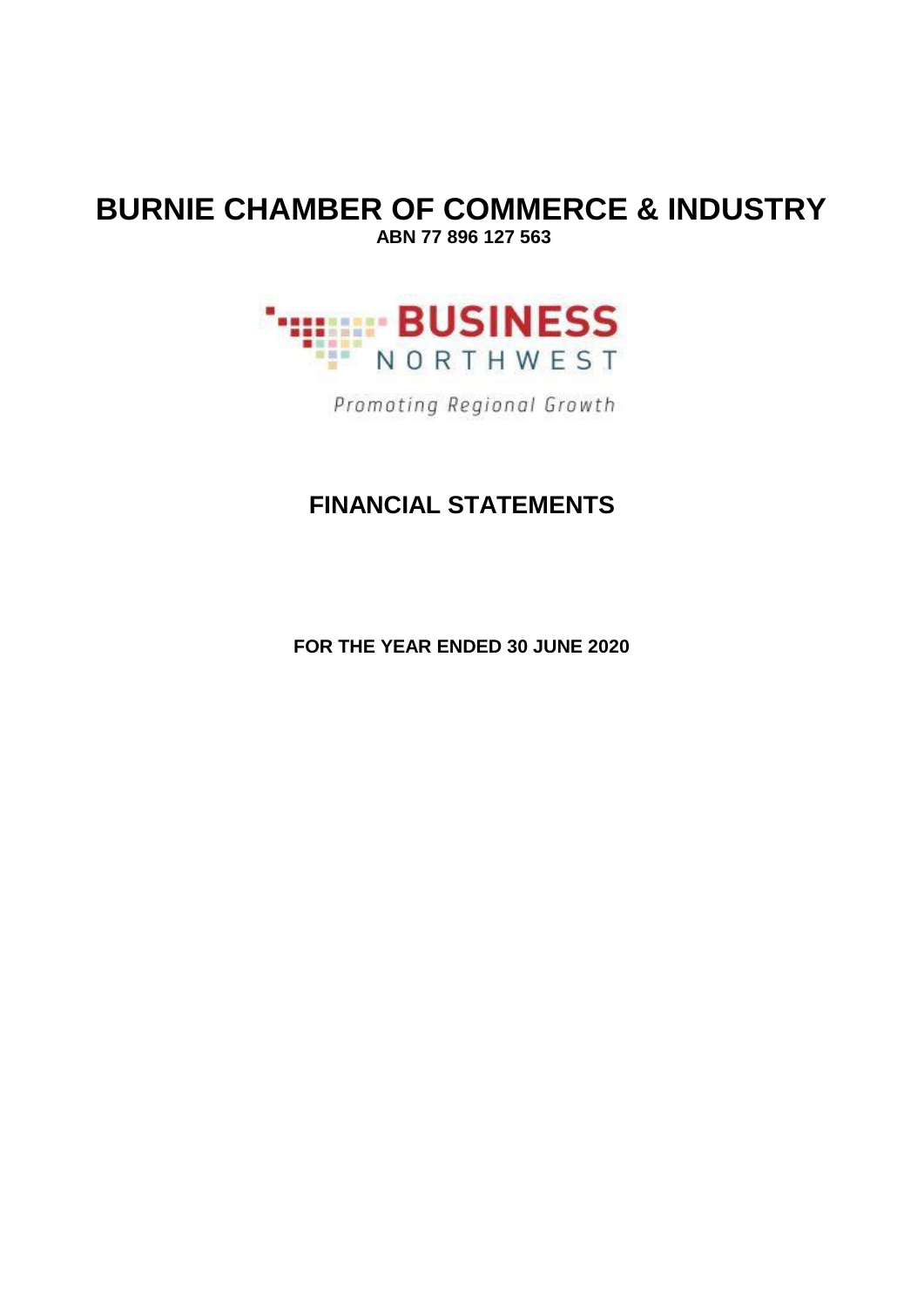# BURNIE CHAMBER OF COMMERCE & INDUSTRY

**ABN 77 896 127 563**

BUSINESS NORTHWEST

*Promoting Regional Growth*

## FINANCIAL STATEMENTS

**FOR THE YEAR ENDED 30 JUNE 2020**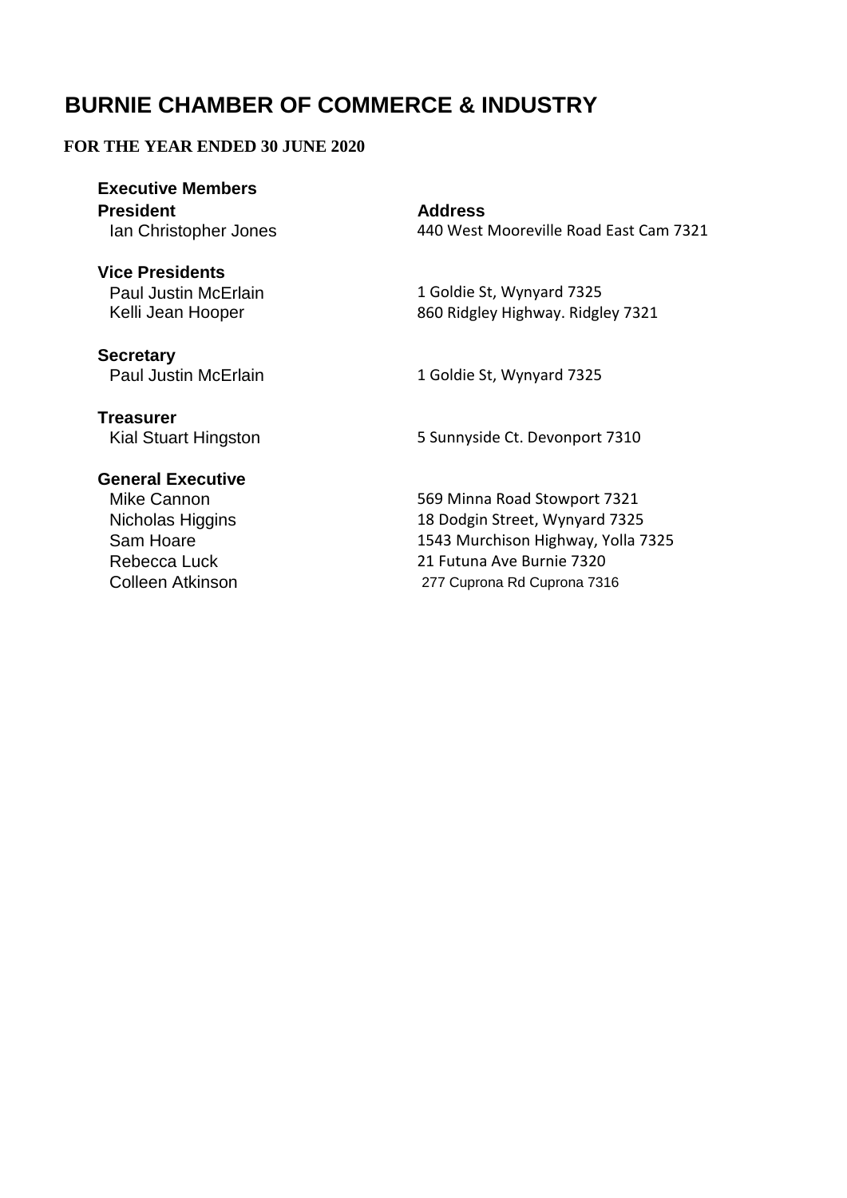# BURNIE CHAMBER OF COMMERCE & INDUSTRY

**FOR THE YEAR ENDED 30 JUNE 2020**

| **Executive Members** | |
|---|---|
| **President** | **Address** |
| Ian Christopher Jones | 440 West Mooreville Road East Cam 7321 |
| **Vice Presidents** | |
| Paul Justin McErlain | 1 Goldie St, Wynyard 7325 |
| Kelli Jean Hooper | 860 Ridgley Highway. Ridgley 7321 |
| **Secretary** | |
| Paul Justin McErlain | 1 Goldie St, Wynyard 7325 |
| **Treasurer** | |
| Kial Stuart Hingston | 5 Sunnyside Ct. Devonport 7310 |
| **General Executive** | |
| Mike Cannon | 569 Minna Road Stowport 7321 |
| Nicholas Higgins | 18 Dodgin Street, Wynyard 7325 |
| Sam Hoare | 1543 Murchison Highway, Yolla 7325 |
| Rebecca Luck | 21 Futuna Ave Burnie 7320 |
| Colleen Atkinson | 277 Cuprona Rd Cuprona 7316 |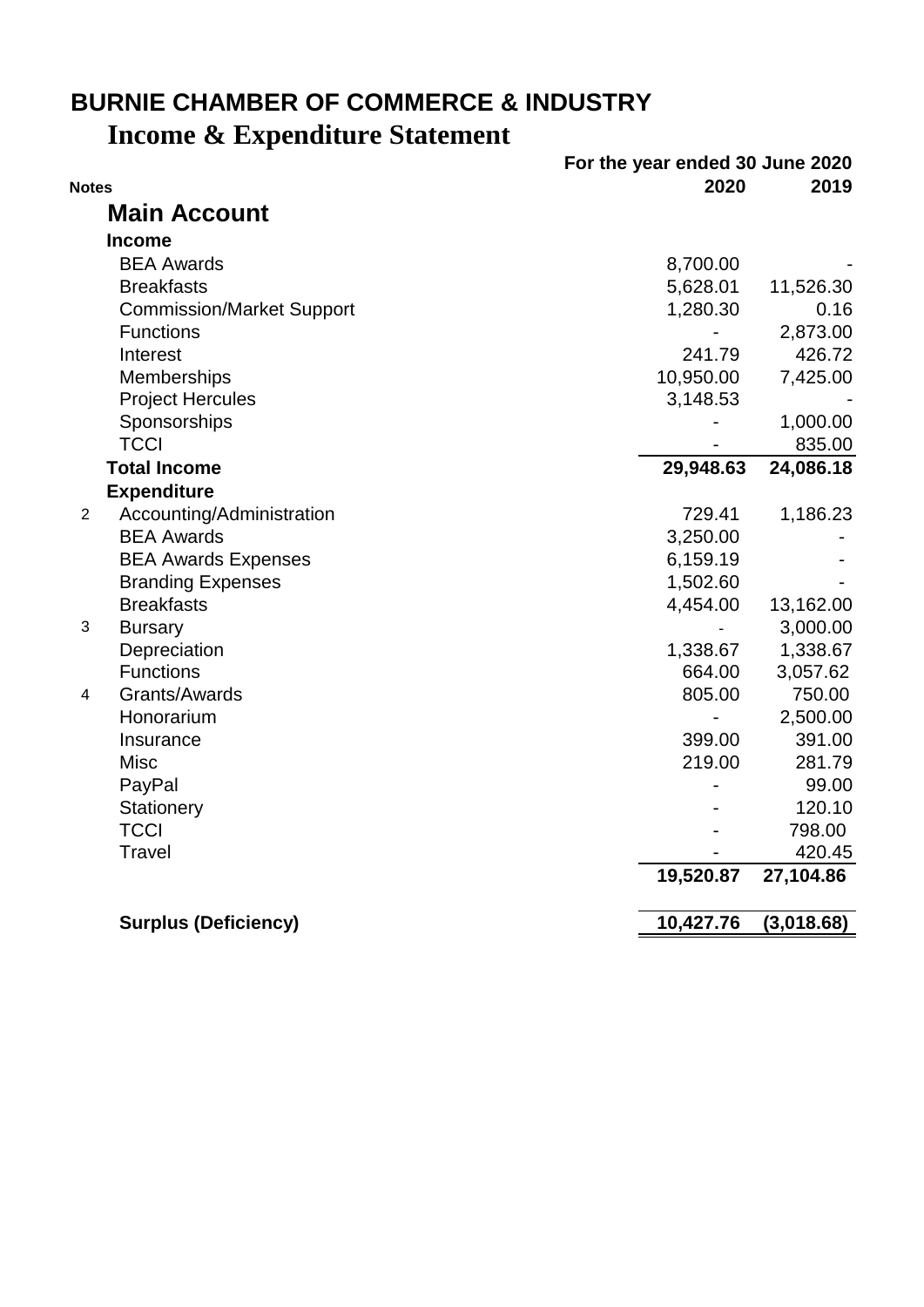# BURNIE CHAMBER OF COMMERCE & INDUSTRY

## Income & Expenditure Statement

| Notes | | For the year ended 30 June 2020 2020 | 2019 |
|---|---|---|---|
| | **Main Account** | | |
| | **Income** | | |
| | BEA Awards | 8,700.00 | - |
| | Breakfasts | 5,628.01 | 11,526.30 |
| | Commission/Market Support | 1,280.30 | 0.16 |
| | Functions | - | 2,873.00 |
| | Interest | 241.79 | 426.72 |
| | Memberships | 10,950.00 | 7,425.00 |
| | Project Hercules | 3,148.53 | - |
| | Sponsorships | - | 1,000.00 |
| | TCCI | - | 835.00 |
| | **Total Income** | **29,948.63** | **24,086.18** |
| | **Expenditure** | | |
| 2 | Accounting/Administration | 729.41 | 1,186.23 |
| | BEA Awards | 3,250.00 | - |
| | BEA Awards Expenses | 6,159.19 | - |
| | Branding Expenses | 1,502.60 | - |
| | Breakfasts | 4,454.00 | 13,162.00 |
| 3 | Bursary | - | 3,000.00 |
| | Depreciation | 1,338.67 | 1,338.67 |
| | Functions | 664.00 | 3,057.62 |
| 4 | Grants/Awards | 805.00 | 750.00 |
| | Honorarium | - | 2,500.00 |
| | Insurance | 399.00 | 391.00 |
| | Misc | 219.00 | 281.79 |
| | PayPal | - | 99.00 |
| | Stationery | - | 120.10 |
| | TCCI | - | 798.00 |
| | Travel | - | 420.45 |
| | | **19,520.87** | **27,104.86** |
| | **Surplus (Deficiency)** | **10,427.76** | **(3,018.68)** |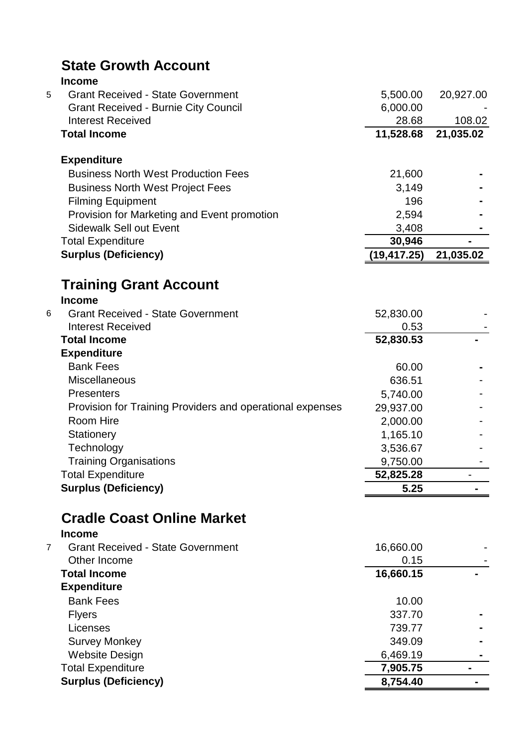## State Growth Account

| Note | | | |
|---|---|---|---|
| | **Income** | | |
| 5 | Grant Received - State Government | 5,500.00 | 20,927.00 |
| | Grant Received - Burnie City Council | 6,000.00 | - |
| | Interest Received | 28.68 | 108.02 |
| | **Total Income** | **11,528.68** | **21,035.02** |
| | | | |
| | **Expenditure** | | |
| | Business North West Production Fees | 21,600 | - |
| | Business North West Project Fees | 3,149 | - |
| | Filming Equipment | 196 | - |
| | Provision for Marketing and Event promotion | 2,594 | - |
| | Sidewalk Sell out Event | 3,408 | - |
| | Total Expenditure | **30,946** | - |
| | **Surplus (Deficiency)** | **(19,417.25)** | **21,035.02** |

## Training Grant Account

| Note | | | |
|---|---|---|---|
| | **Income** | | |
| 6 | Grant Received - State Government | 52,830.00 | - |
| | Interest Received | 0.53 | - |
| | **Total Income** | **52,830.53** | - |
| | **Expenditure** | | |
| | Bank Fees | 60.00 | - |
| | Miscellaneous | 636.51 | - |
| | Presenters | 5,740.00 | - |
| | Provision for Training Providers and operational expenses | 29,937.00 | - |
| | Room Hire | 2,000.00 | - |
| | Stationery | 1,165.10 | - |
| | Technology | 3,536.67 | - |
| | Training Organisations | 9,750.00 | - |
| | Total Expenditure | **52,825.28** | - |
| | **Surplus (Deficiency)** | **5.25** | - |

## Cradle Coast Online Market

| Note | | | |
|---|---|---|---|
| | **Income** | | |
| 7 | Grant Received - State Government | 16,660.00 | - |
| | Other Income | 0.15 | - |
| | **Total Income** | **16,660.15** | - |
| | **Expenditure** | | |
| | Bank Fees | 10.00 | |
| | Flyers | 337.70 | - |
| | Licenses | 739.77 | - |
| | Survey Monkey | 349.09 | - |
| | Website Design | 6,469.19 | - |
| | Total Expenditure | **7,905.75** | - |
| | **Surplus (Deficiency)** | **8,754.40** | - |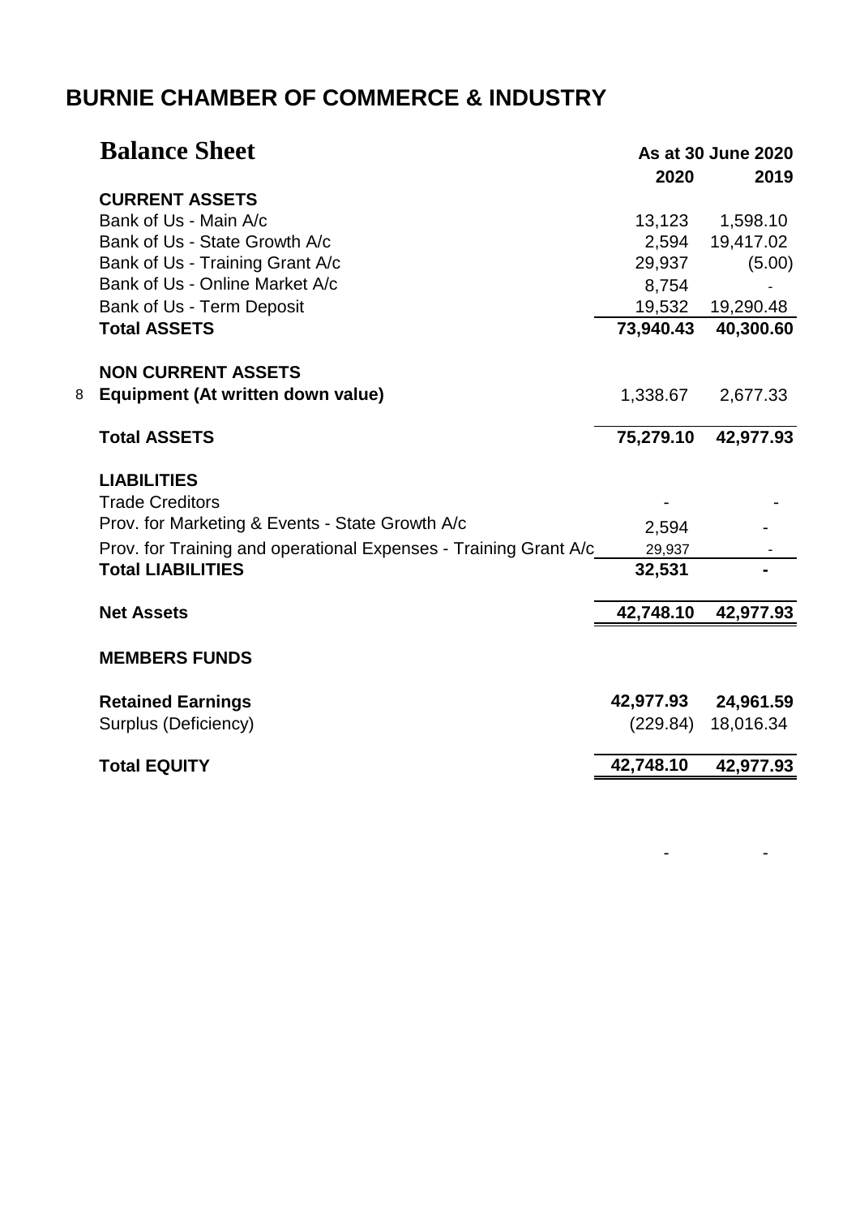# BURNIE CHAMBER OF COMMERCE & INDUSTRY

## Balance Sheet

**As at 30 June 2020**

| | | 2020 | 2019 |
|---|---|---|---|
| | **CURRENT ASSETS** | | |
| | Bank of Us - Main A/c | 13,123 | 1,598.10 |
| | Bank of Us - State Growth A/c | 2,594 | 19,417.02 |
| | Bank of Us - Training Grant A/c | 29,937 | (5.00) |
| | Bank of Us - Online Market A/c | 8,754 | - |
| | Bank of Us - Term Deposit | 19,532 | 19,290.48 |
| | **Total ASSETS** | **73,940.43** | **40,300.60** |
| | **NON CURRENT ASSETS** | | |
| 8 | **Equipment (At written down value)** | 1,338.67 | 2,677.33 |
| | **Total ASSETS** | **75,279.10** | **42,977.93** |
| | **LIABILITIES** | | |
| | Trade Creditors | - | - |
| | Prov. for Marketing & Events - State Growth A/c | 2,594 | - |
| | Prov. for Training and operational Expenses - Training Grant A/c | 29,937 | - |
| | **Total LIABILITIES** | **32,531** | **-** |
| | **Net Assets** | **42,748.10** | **42,977.93** |
| | **MEMBERS FUNDS** | | |
| | **Retained Earnings** | **42,977.93** | **24,961.59** |
| | Surplus (Deficiency) | (229.84) | 18,016.34 |
| | **Total EQUITY** | **42,748.10** | **42,977.93** |
| | | - | - |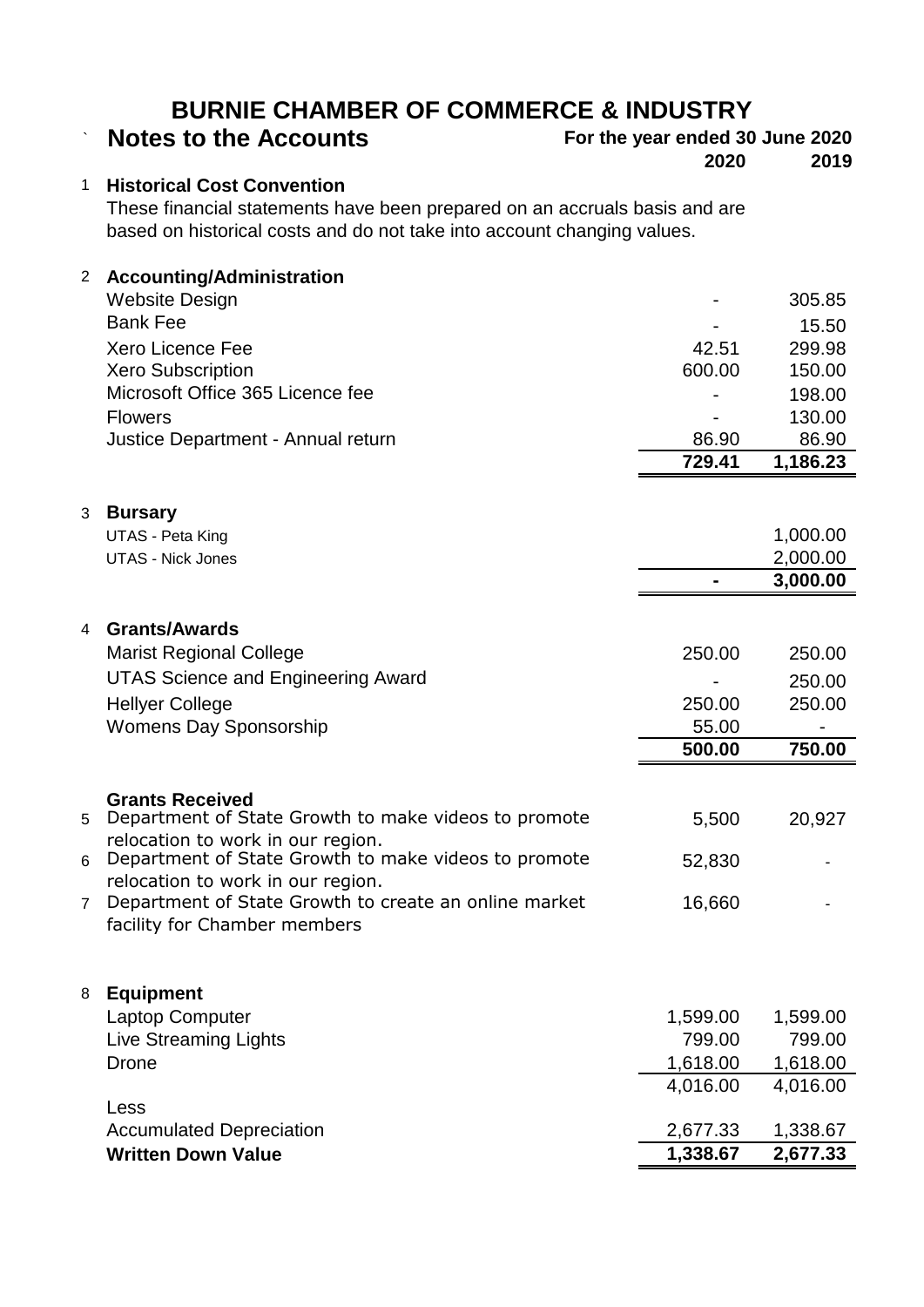# BURNIE CHAMBER OF COMMERCE & INDUSTRY

## Notes to the Accounts

**For the year ended 30 June 2020**

| | | 2020 | 2019 |
|---|---|---|---|
| 1 | **Historical Cost Convention** | | |
| | These financial statements have been prepared on an accruals basis and are based on historical costs and do not take into account changing values. | | |
| 2 | **Accounting/Administration** | | |
| | Website Design | - | 305.85 |
| | Bank Fee | - | 15.50 |
| | Xero Licence Fee | 42.51 | 299.98 |
| | Xero Subscription | 600.00 | 150.00 |
| | Microsoft Office 365 Licence fee | - | 198.00 |
| | Flowers | - | 130.00 |
| | Justice Department - Annual return | 86.90 | 86.90 |
| | | **729.41** | **1,186.23** |
| 3 | **Bursary** | | |
| | UTAS - Peta King | | 1,000.00 |
| | UTAS - Nick Jones | | 2,000.00 |
| | | **-** | **3,000.00** |
| 4 | **Grants/Awards** | | |
| | Marist Regional College | 250.00 | 250.00 |
| | UTAS Science and Engineering Award | - | 250.00 |
| | Hellyer College | 250.00 | 250.00 |
| | Womens Day Sponsorship | 55.00 | - |
| | | **500.00** | **750.00** |
| | **Grants Received** | | |
| 5 | Department of State Growth to make videos to promote relocation to work in our region. | 5,500 | 20,927 |
| 6 | Department of State Growth to make videos to promote relocation to work in our region. | 52,830 | - |
| 7 | Department of State Growth to create an online market facility for Chamber members | 16,660 | - |
| 8 | **Equipment** | | |
| | Laptop Computer | 1,599.00 | 1,599.00 |
| | Live Streaming Lights | 799.00 | 799.00 |
| | Drone | 1,618.00 | 1,618.00 |
| | | 4,016.00 | 4,016.00 |
| | Less | | |
| | Accumulated Depreciation | 2,677.33 | 1,338.67 |
| | **Written Down Value** | **1,338.67** | **2,677.33** |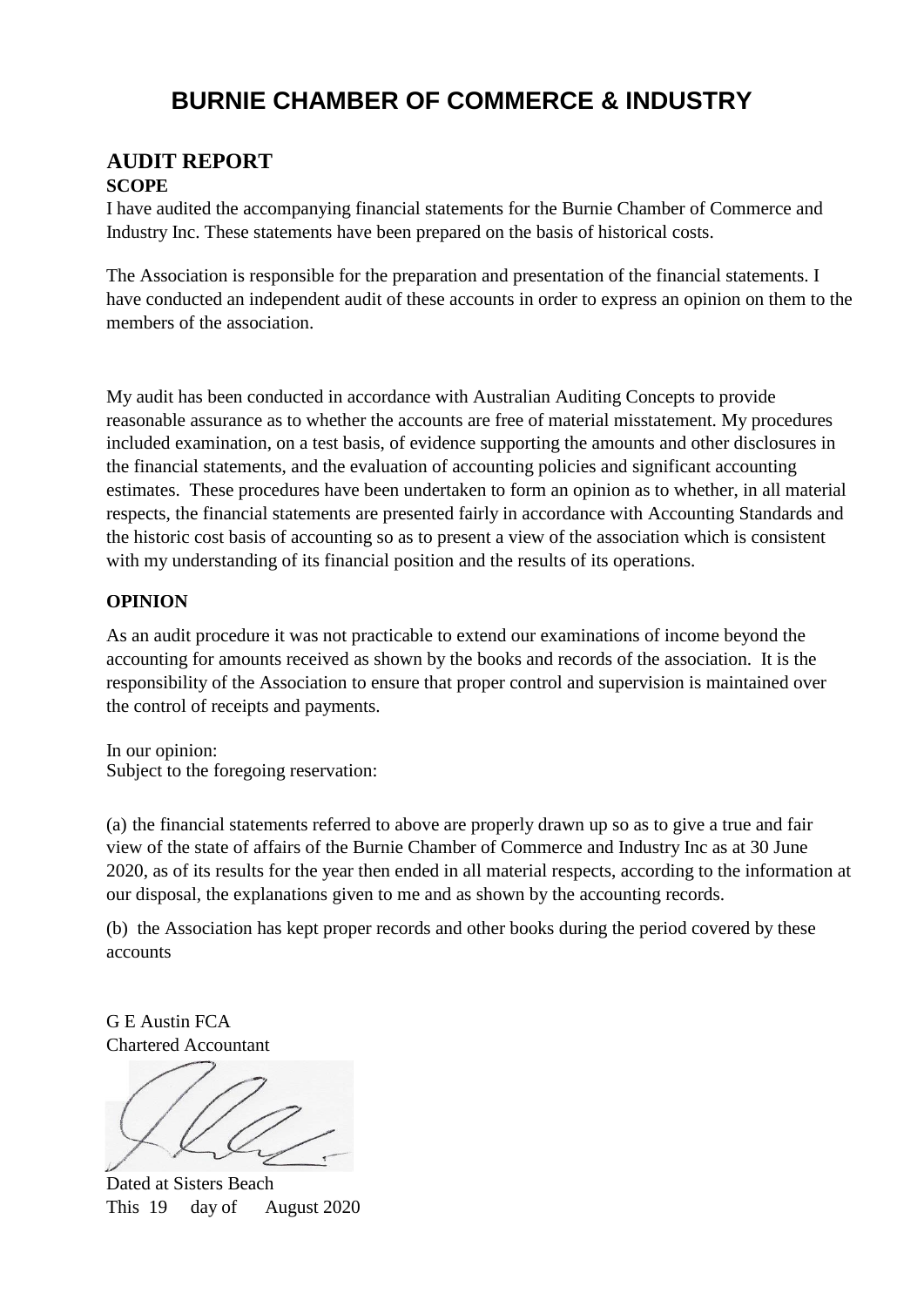# BURNIE CHAMBER OF COMMERCE & INDUSTRY

## AUDIT REPORT

**SCOPE**

I have audited the accompanying financial statements for the Burnie Chamber of Commerce and Industry Inc. These statements have been prepared on the basis of historical costs.

The Association is responsible for the preparation and presentation of the financial statements. I have conducted an independent audit of these accounts in order to express an opinion on them to the members of the association.

My audit has been conducted in accordance with Australian Auditing Concepts to provide reasonable assurance as to whether the accounts are free of material misstatement. My procedures included examination, on a test basis, of evidence supporting the amounts and other disclosures in the financial statements, and the evaluation of accounting policies and significant accounting estimates. These procedures have been undertaken to form an opinion as to whether, in all material respects, the financial statements are presented fairly in accordance with Accounting Standards and the historic cost basis of accounting so as to present a view of the association which is consistent with my understanding of its financial position and the results of its operations.

**OPINION**

As an audit procedure it was not practicable to extend our examinations of income beyond the accounting for amounts received as shown by the books and records of the association. It is the responsibility of the Association to ensure that proper control and supervision is maintained over the control of receipts and payments.

In our opinion:
Subject to the foregoing reservation:

(a) the financial statements referred to above are properly drawn up so as to give a true and fair view of the state of affairs of the Burnie Chamber of Commerce and Industry Inc as at 30 June 2020, as of its results for the year then ended in all material respects, according to the information at our disposal, the explanations given to me and as shown by the accounting records.

(b) the Association has kept proper records and other books during the period covered by these accounts

G E Austin FCA
Chartered Accountant

Dated at Sisters Beach
This 19 day of August 2020